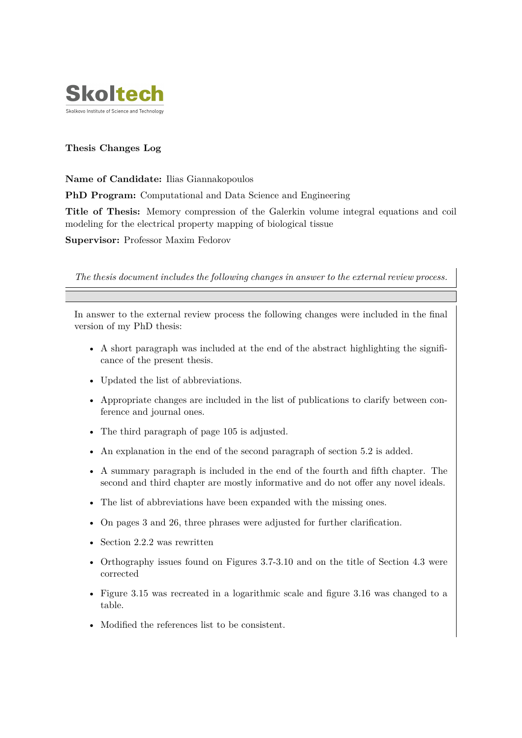Skoltech

Skolkovo Institute of Science and Technology

**Thesis Changes Log**

**Name of Candidate:** Ilias Giannakopoulos

**PhD Program:** Computational and Data Science and Engineering

**Title of Thesis:** Memory compression of the Galerkin volume integral equations and coil modeling for the electrical property mapping of biological tissue

**Supervisor:** Professor Maxim Fedorov

*The thesis document includes the following changes in answer to the external review process.*

In answer to the external review process the following changes were included in the final version of my PhD thesis:

- A short paragraph was included at the end of the abstract highlighting the significance of the present thesis.
- Updated the list of abbreviations.
- Appropriate changes are included in the list of publications to clarify between conference and journal ones.
- The third paragraph of page 105 is adjusted.
- An explanation in the end of the second paragraph of section 5.2 is added.
- A summary paragraph is included in the end of the fourth and fifth chapter. The second and third chapter are mostly informative and do not offer any novel ideals.
- The list of abbreviations have been expanded with the missing ones.
- On pages 3 and 26, three phrases were adjusted for further clarification.
- Section 2.2.2 was rewritten
- Orthography issues found on Figures 3.7-3.10 and on the title of Section 4.3 were corrected
- Figure 3.15 was recreated in a logarithmic scale and figure 3.16 was changed to a table.
- Modified the references list to be consistent.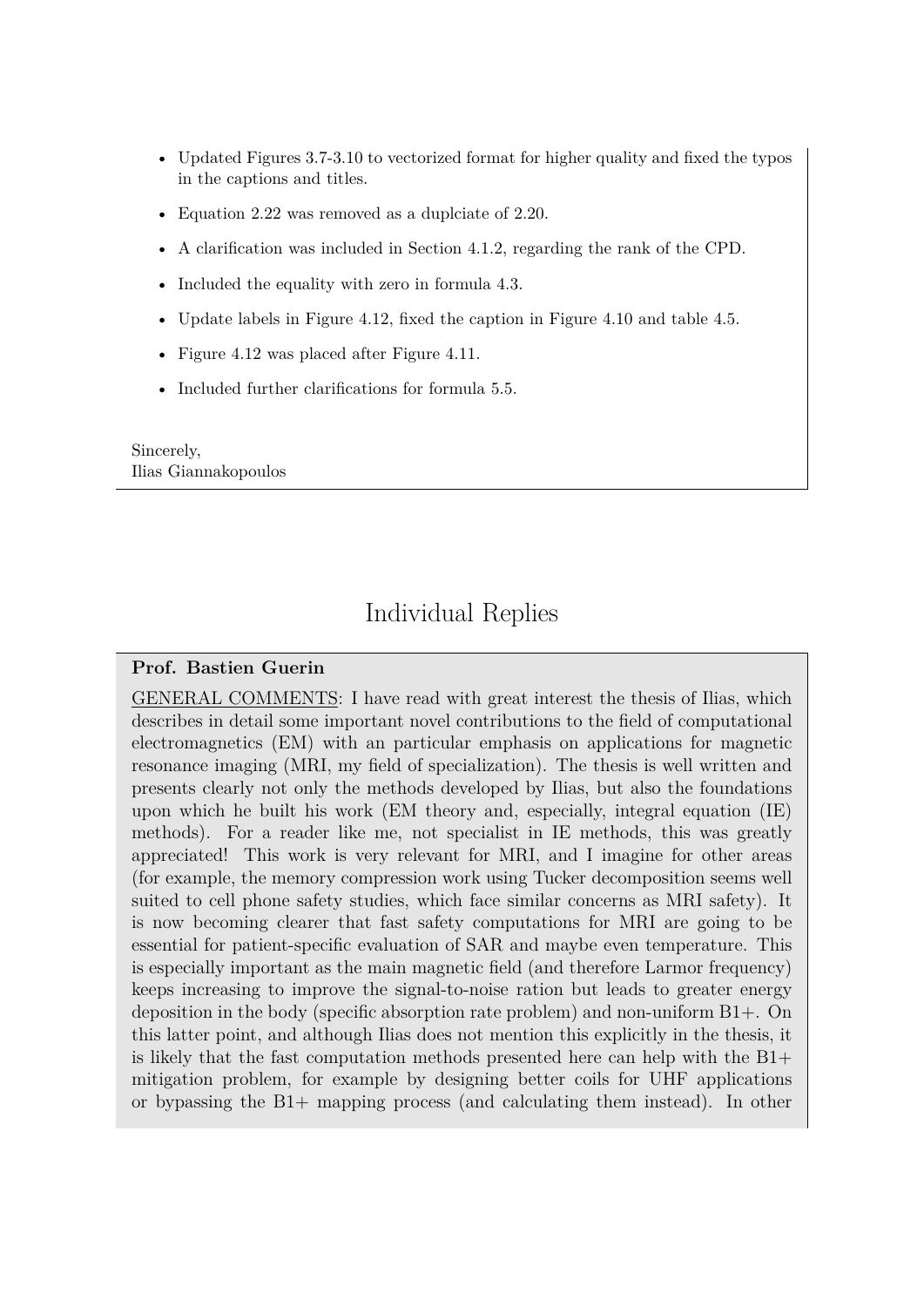- Updated Figures 3.7-3.10 to vectorized format for higher quality and fixed the typos in the captions and titles.
- Equation 2.22 was removed as a duplciate of 2.20.
- A clarification was included in Section 4.1.2, regarding the rank of the CPD.
- Included the equality with zero in formula 4.3.
- Update labels in Figure 4.12, fixed the caption in Figure 4.10 and table 4.5.
- Figure 4.12 was placed after Figure 4.11.
- Included further clarifications for formula 5.5.

Sincerely,
Ilias Giannakopoulos

# Individual Replies

**Prof. Bastien Guerin**

GENERAL COMMENTS: I have read with great interest the thesis of Ilias, which describes in detail some important novel contributions to the field of computational electromagnetics (EM) with an particular emphasis on applications for magnetic resonance imaging (MRI, my field of specialization). The thesis is well written and presents clearly not only the methods developed by Ilias, but also the foundations upon which he built his work (EM theory and, especially, integral equation (IE) methods). For a reader like me, not specialist in IE methods, this was greatly appreciated! This work is very relevant for MRI, and I imagine for other areas (for example, the memory compression work using Tucker decomposition seems well suited to cell phone safety studies, which face similar concerns as MRI safety). It is now becoming clearer that fast safety computations for MRI are going to be essential for patient-specific evaluation of SAR and maybe even temperature. This is especially important as the main magnetic field (and therefore Larmor frequency) keeps increasing to improve the signal-to-noise ration but leads to greater energy deposition in the body (specific absorption rate problem) and non-uniform B1+. On this latter point, and although Ilias does not mention this explicitly in the thesis, it is likely that the fast computation methods presented here can help with the B1+ mitigation problem, for example by designing better coils for UHF applications or bypassing the B1+ mapping process (and calculating them instead). In other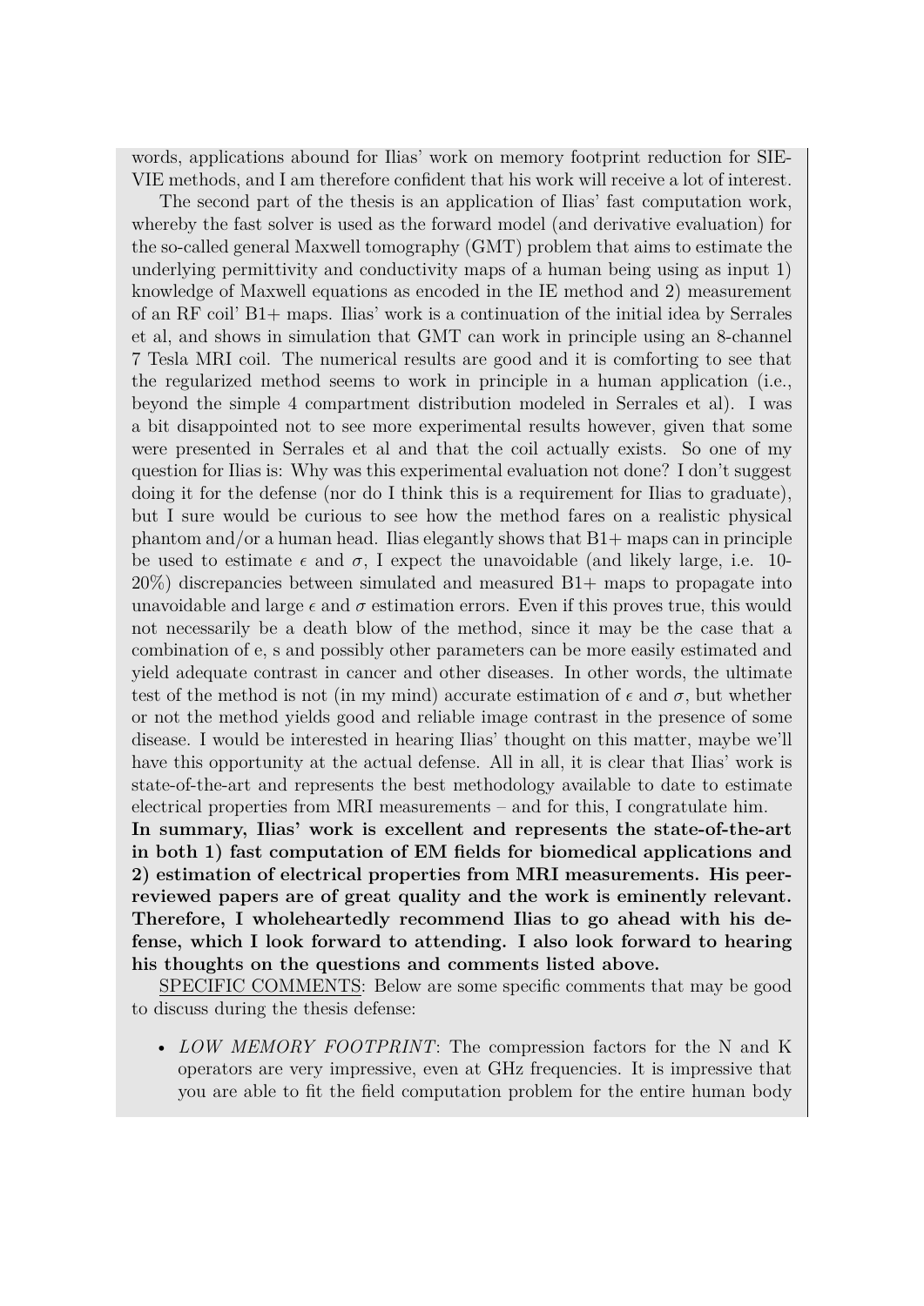words, applications abound for Ilias' work on memory footprint reduction for SIE-VIE methods, and I am therefore confident that his work will receive a lot of interest.

The second part of the thesis is an application of Ilias' fast computation work, whereby the fast solver is used as the forward model (and derivative evaluation) for the so-called general Maxwell tomography (GMT) problem that aims to estimate the underlying permittivity and conductivity maps of a human being using as input 1) knowledge of Maxwell equations as encoded in the IE method and 2) measurement of an RF coil' B1+ maps. Ilias' work is a continuation of the initial idea by Serrales et al, and shows in simulation that GMT can work in principle using an 8-channel 7 Tesla MRI coil. The numerical results are good and it is comforting to see that the regularized method seems to work in principle in a human application (i.e., beyond the simple 4 compartment distribution modeled in Serrales et al). I was a bit disappointed not to see more experimental results however, given that some were presented in Serrales et al and that the coil actually exists. So one of my question for Ilias is: Why was this experimental evaluation not done? I don't suggest doing it for the defense (nor do I think this is a requirement for Ilias to graduate), but I sure would be curious to see how the method fares on a realistic physical phantom and/or a human head. Ilias elegantly shows that B1+ maps can in principle be used to estimate $\epsilon$ and $\sigma$, I expect the unavoidable (and likely large, i.e. 10-20%) discrepancies between simulated and measured B1+ maps to propagate into unavoidable and large $\epsilon$ and $\sigma$ estimation errors. Even if this proves true, this would not necessarily be a death blow of the method, since it may be the case that a combination of e, s and possibly other parameters can be more easily estimated and yield adequate contrast in cancer and other diseases. In other words, the ultimate test of the method is not (in my mind) accurate estimation of $\epsilon$ and $\sigma$, but whether or not the method yields good and reliable image contrast in the presence of some disease. I would be interested in hearing Ilias' thought on this matter, maybe we'll have this opportunity at the actual defense. All in all, it is clear that Ilias' work is state-of-the-art and represents the best methodology available to date to estimate electrical properties from MRI measurements – and for this, I congratulate him.

**In summary, Ilias' work is excellent and represents the state-of-the-art in both 1) fast computation of EM fields for biomedical applications and 2) estimation of electrical properties from MRI measurements. His peer-reviewed papers are of great quality and the work is eminently relevant. Therefore, I wholeheartedly recommend Ilias to go ahead with his defense, which I look forward to attending. I also look forward to hearing his thoughts on the questions and comments listed above.**

<u>SPECIFIC COMMENTS</u>: Below are some specific comments that may be good to discuss during the thesis defense:

- *LOW MEMORY FOOTPRINT*: The compression factors for the N and K operators are very impressive, even at GHz frequencies. It is impressive that you are able to fit the field computation problem for the entire human body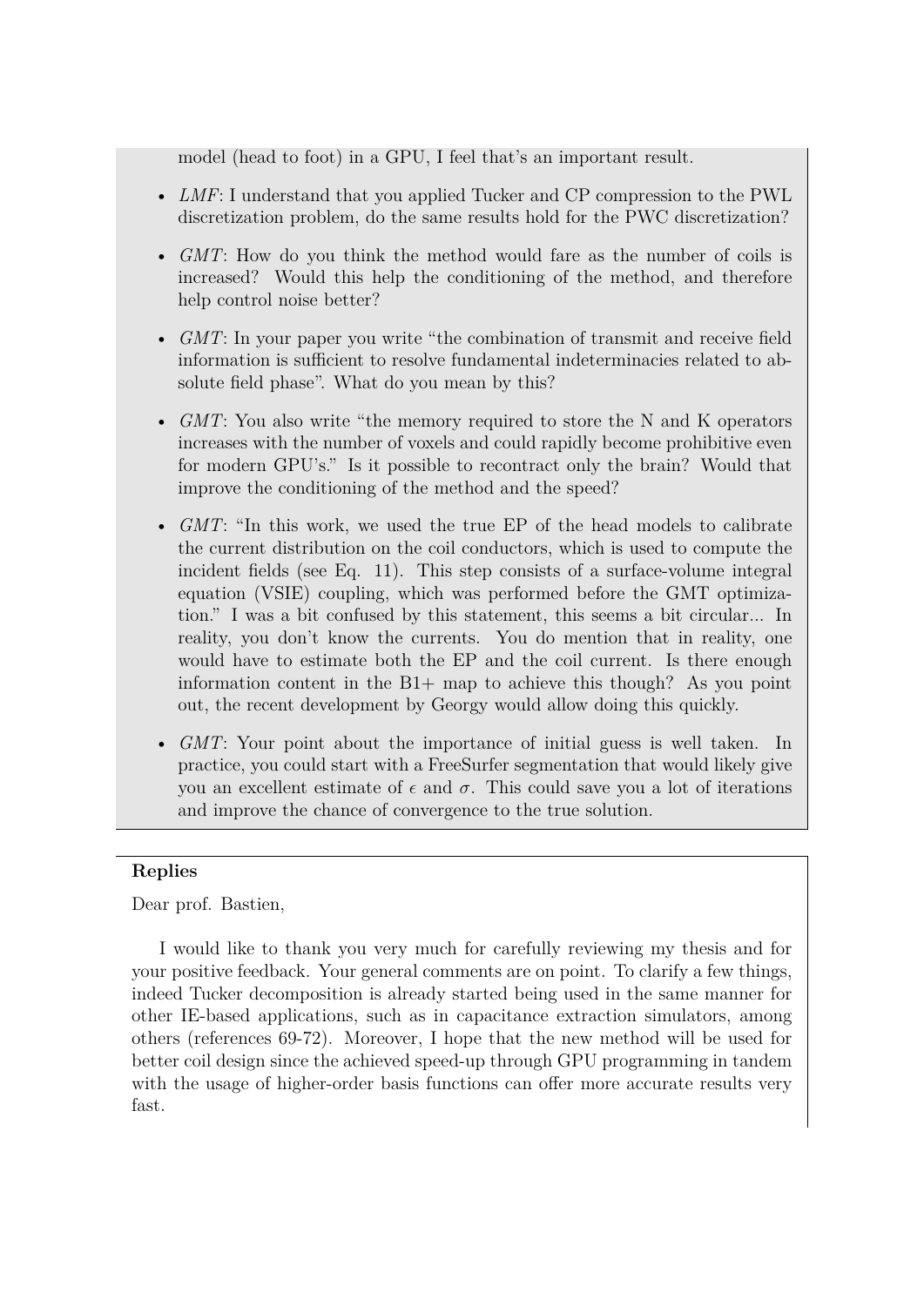model (head to foot) in a GPU, I feel that's an important result.

- *LMF*: I understand that you applied Tucker and CP compression to the PWL discretization problem, do the same results hold for the PWC discretization?
- *GMT*: How do you think the method would fare as the number of coils is increased? Would this help the conditioning of the method, and therefore help control noise better?
- *GMT*: In your paper you write "the combination of transmit and receive field information is sufficient to resolve fundamental indeterminacies related to absolute field phase". What do you mean by this?
- *GMT*: You also write "the memory required to store the N and K operators increases with the number of voxels and could rapidly become prohibitive even for modern GPU's." Is it possible to recontract only the brain? Would that improve the conditioning of the method and the speed?
- *GMT*: "In this work, we used the true EP of the head models to calibrate the current distribution on the coil conductors, which is used to compute the incident fields (see Eq. 11). This step consists of a surface-volume integral equation (VSIE) coupling, which was performed before the GMT optimization." I was a bit confused by this statement, this seems a bit circular... In reality, you don't know the currents. You do mention that in reality, one would have to estimate both the EP and the coil current. Is there enough information content in the B1+ map to achieve this though? As you point out, the recent development by Georgy would allow doing this quickly.
- *GMT*: Your point about the importance of initial guess is well taken. In practice, you could start with a FreeSurfer segmentation that would likely give you an excellent estimate of $\epsilon$ and $\sigma$. This could save you a lot of iterations and improve the chance of convergence to the true solution.

**Replies**

Dear prof. Bastien,

I would like to thank you very much for carefully reviewing my thesis and for your positive feedback. Your general comments are on point. To clarify a few things, indeed Tucker decomposition is already started being used in the same manner for other IE-based applications, such as in capacitance extraction simulators, among others (references 69-72). Moreover, I hope that the new method will be used for better coil design since the achieved speed-up through GPU programming in tandem with the usage of higher-order basis functions can offer more accurate results very fast.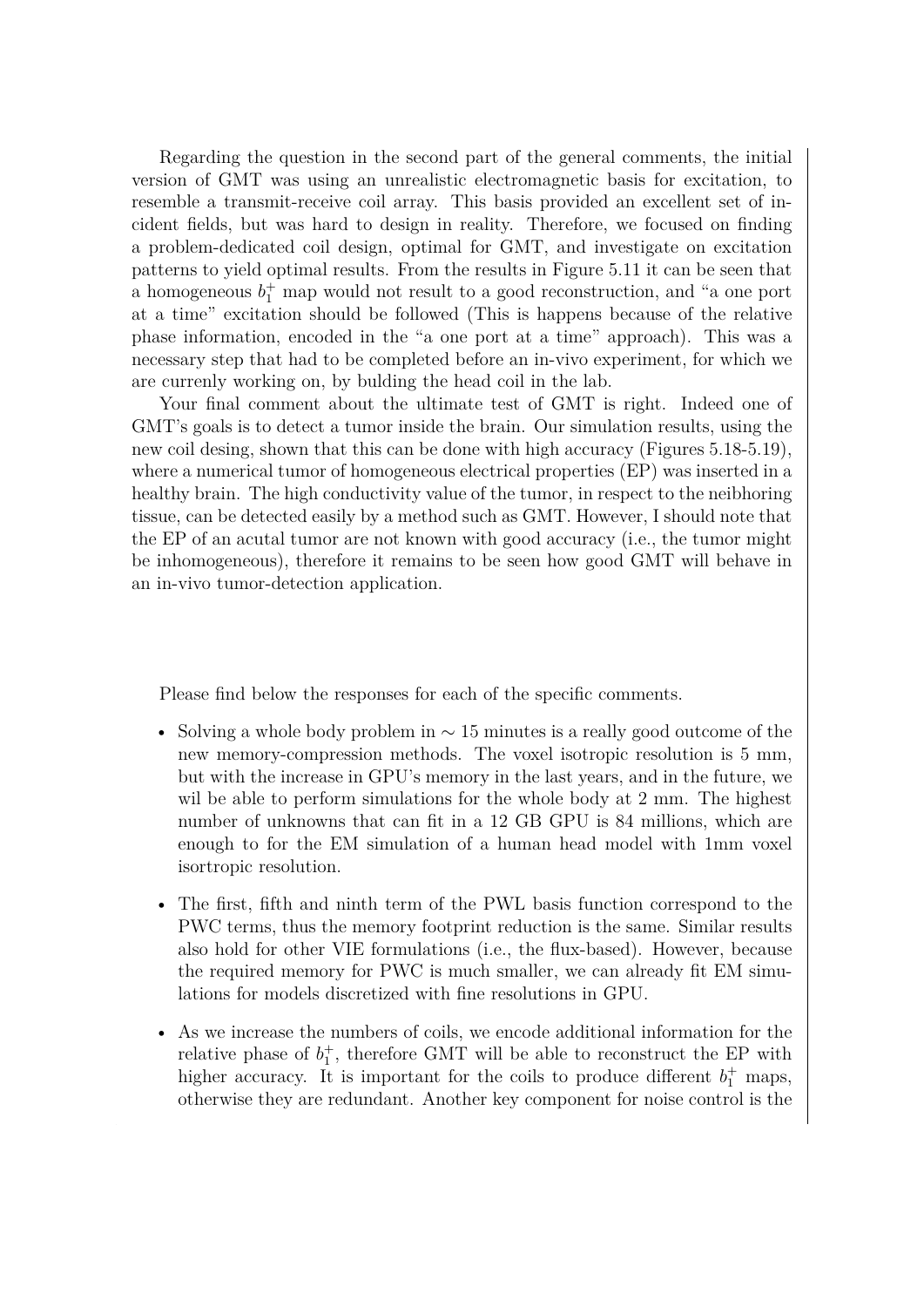Regarding the question in the second part of the general comments, the initial version of GMT was using an unrealistic electromagnetic basis for excitation, to resemble a transmit-receive coil array. This basis provided an excellent set of incident fields, but was hard to design in reality. Therefore, we focused on finding a problem-dedicated coil design, optimal for GMT, and investigate on excitation patterns to yield optimal results. From the results in Figure 5.11 it can be seen that a homogeneous $b_1^+$ map would not result to a good reconstruction, and "a one port at a time" excitation should be followed (This is happens because of the relative phase information, encoded in the "a one port at a time" approach). This was a necessary step that had to be completed before an in-vivo experiment, for which we are currenly working on, by bulding the head coil in the lab.

Your final comment about the ultimate test of GMT is right. Indeed one of GMT's goals is to detect a tumor inside the brain. Our simulation results, using the new coil desing, shown that this can be done with high accuracy (Figures 5.18-5.19), where a numerical tumor of homogeneous electrical properties (EP) was inserted in a healthy brain. The high conductivity value of the tumor, in respect to the neibhoring tissue, can be detected easily by a method such as GMT. However, I should note that the EP of an acutal tumor are not known with good accuracy (i.e., the tumor might be inhomogeneous), therefore it remains to be seen how good GMT will behave in an in-vivo tumor-detection application.

Please find below the responses for each of the specific comments.

- Solving a whole body problem in $\sim 15$ minutes is a really good outcome of the new memory-compression methods. The voxel isotropic resolution is 5 mm, but with the increase in GPU's memory in the last years, and in the future, we wil be able to perform simulations for the whole body at 2 mm. The highest number of unknowns that can fit in a 12 GB GPU is 84 millions, which are enough to for the EM simulation of a human head model with 1mm voxel isortropic resolution.
- The first, fifth and ninth term of the PWL basis function correspond to the PWC terms, thus the memory footprint reduction is the same. Similar results also hold for other VIE formulations (i.e., the flux-based). However, because the required memory for PWC is much smaller, we can already fit EM simulations for models discretized with fine resolutions in GPU.
- As we increase the numbers of coils, we encode additional information for the relative phase of $b_1^+$, therefore GMT will be able to reconstruct the EP with higher accuracy. It is important for the coils to produce different $b_1^+$ maps, otherwise they are redundant. Another key component for noise control is the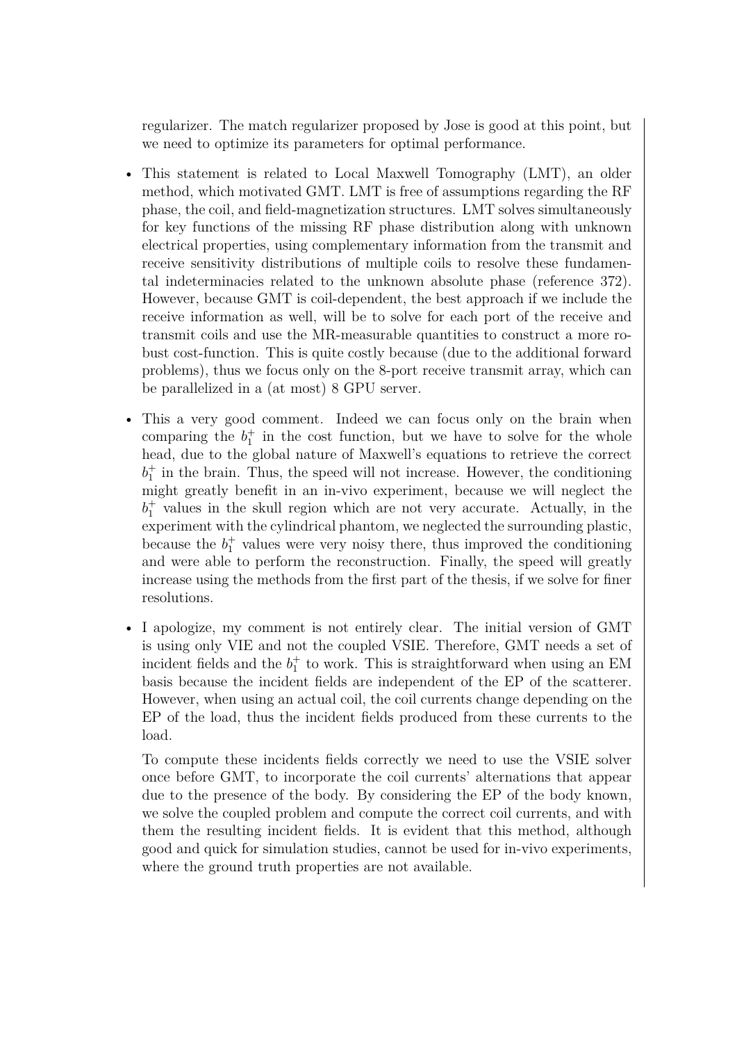regularizer. The match regularizer proposed by Jose is good at this point, but we need to optimize its parameters for optimal performance.

- This statement is related to Local Maxwell Tomography (LMT), an older method, which motivated GMT. LMT is free of assumptions regarding the RF phase, the coil, and field-magnetization structures. LMT solves simultaneously for key functions of the missing RF phase distribution along with unknown electrical properties, using complementary information from the transmit and receive sensitivity distributions of multiple coils to resolve these fundamental indeterminacies related to the unknown absolute phase (reference 372). However, because GMT is coil-dependent, the best approach if we include the receive information as well, will be to solve for each port of the receive and transmit coils and use the MR-measurable quantities to construct a more robust cost-function. This is quite costly because (due to the additional forward problems), thus we focus only on the 8-port receive transmit array, which can be parallelized in a (at most) 8 GPU server.

- This a very good comment. Indeed we can focus only on the brain when comparing the $b_1^+$ in the cost function, but we have to solve for the whole head, due to the global nature of Maxwell's equations to retrieve the correct $b_1^+$ in the brain. Thus, the speed will not increase. However, the conditioning might greatly benefit in an in-vivo experiment, because we will neglect the $b_1^+$ values in the skull region which are not very accurate. Actually, in the experiment with the cylindrical phantom, we neglected the surrounding plastic, because the $b_1^+$ values were very noisy there, thus improved the conditioning and were able to perform the reconstruction. Finally, the speed will greatly increase using the methods from the first part of the thesis, if we solve for finer resolutions.

- I apologize, my comment is not entirely clear. The initial version of GMT is using only VIE and not the coupled VSIE. Therefore, GMT needs a set of incident fields and the $b_1^+$ to work. This is straightforward when using an EM basis because the incident fields are independent of the EP of the scatterer. However, when using an actual coil, the coil currents change depending on the EP of the load, thus the incident fields produced from these currents to the load.

  To compute these incidents fields correctly we need to use the VSIE solver once before GMT, to incorporate the coil currents' alternations that appear due to the presence of the body. By considering the EP of the body known, we solve the coupled problem and compute the correct coil currents, and with them the resulting incident fields. It is evident that this method, although good and quick for simulation studies, cannot be used for in-vivo experiments, where the ground truth properties are not available.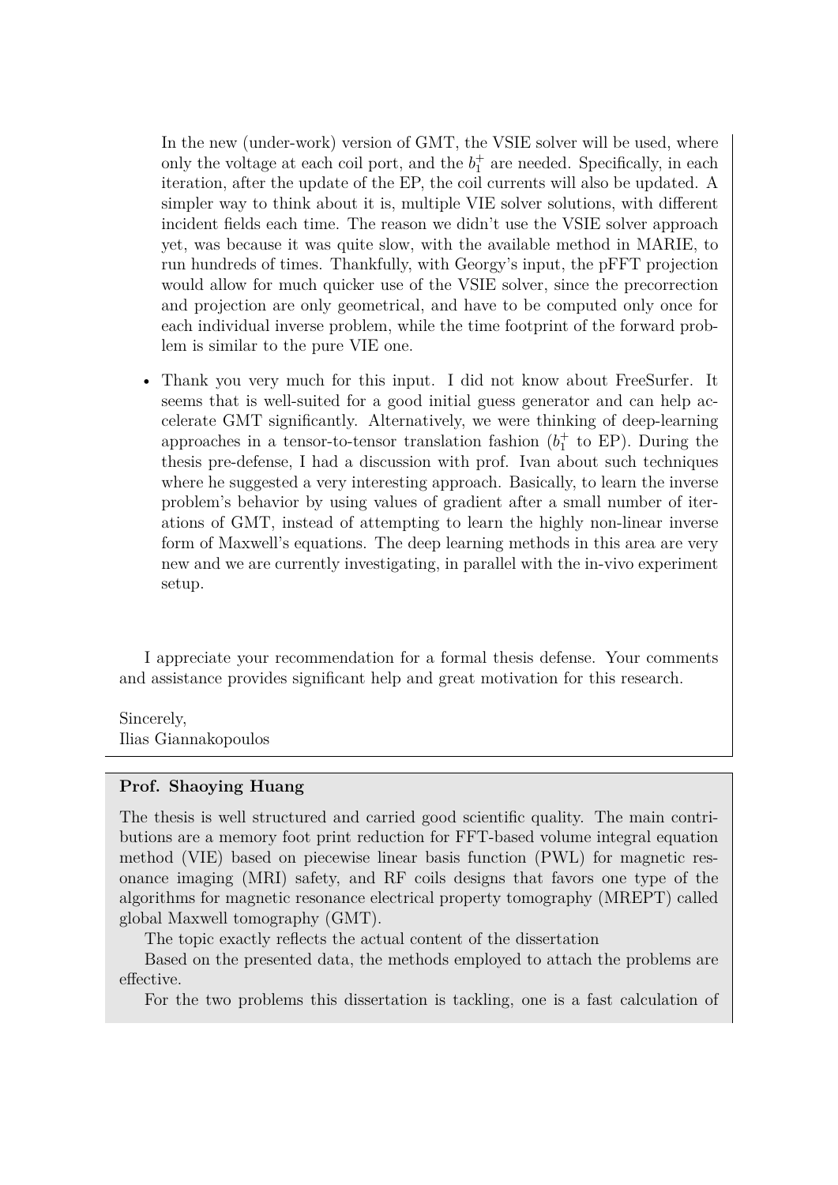In the new (under-work) version of GMT, the VSIE solver will be used, where only the voltage at each coil port, and the $b_1^+$ are needed. Specifically, in each iteration, after the update of the EP, the coil currents will also be updated. A simpler way to think about it is, multiple VIE solver solutions, with different incident fields each time. The reason we didn't use the VSIE solver approach yet, was because it was quite slow, with the available method in MARIE, to run hundreds of times. Thankfully, with Georgy's input, the pFFT projection would allow for much quicker use of the VSIE solver, since the precorrection and projection are only geometrical, and have to be computed only once for each individual inverse problem, while the time footprint of the forward problem is similar to the pure VIE one.

- Thank you very much for this input. I did not know about FreeSurfer. It seems that is well-suited for a good initial guess generator and can help accelerate GMT significantly. Alternatively, we were thinking of deep-learning approaches in a tensor-to-tensor translation fashion ($b_1^+$ to EP). During the thesis pre-defense, I had a discussion with prof. Ivan about such techniques where he suggested a very interesting approach. Basically, to learn the inverse problem's behavior by using values of gradient after a small number of iterations of GMT, instead of attempting to learn the highly non-linear inverse form of Maxwell's equations. The deep learning methods in this area are very new and we are currently investigating, in parallel with the in-vivo experiment setup.

I appreciate your recommendation for a formal thesis defense. Your comments and assistance provides significant help and great motivation for this research.

Sincerely,
Ilias Giannakopoulos

**Prof. Shaoying Huang**

The thesis is well structured and carried good scientific quality. The main contributions are a memory foot print reduction for FFT-based volume integral equation method (VIE) based on piecewise linear basis function (PWL) for magnetic resonance imaging (MRI) safety, and RF coils designs that favors one type of the algorithms for magnetic resonance electrical property tomography (MREPT) called global Maxwell tomography (GMT).

The topic exactly reflects the actual content of the dissertation

Based on the presented data, the methods employed to attach the problems are effective.

For the two problems this dissertation is tackling, one is a fast calculation of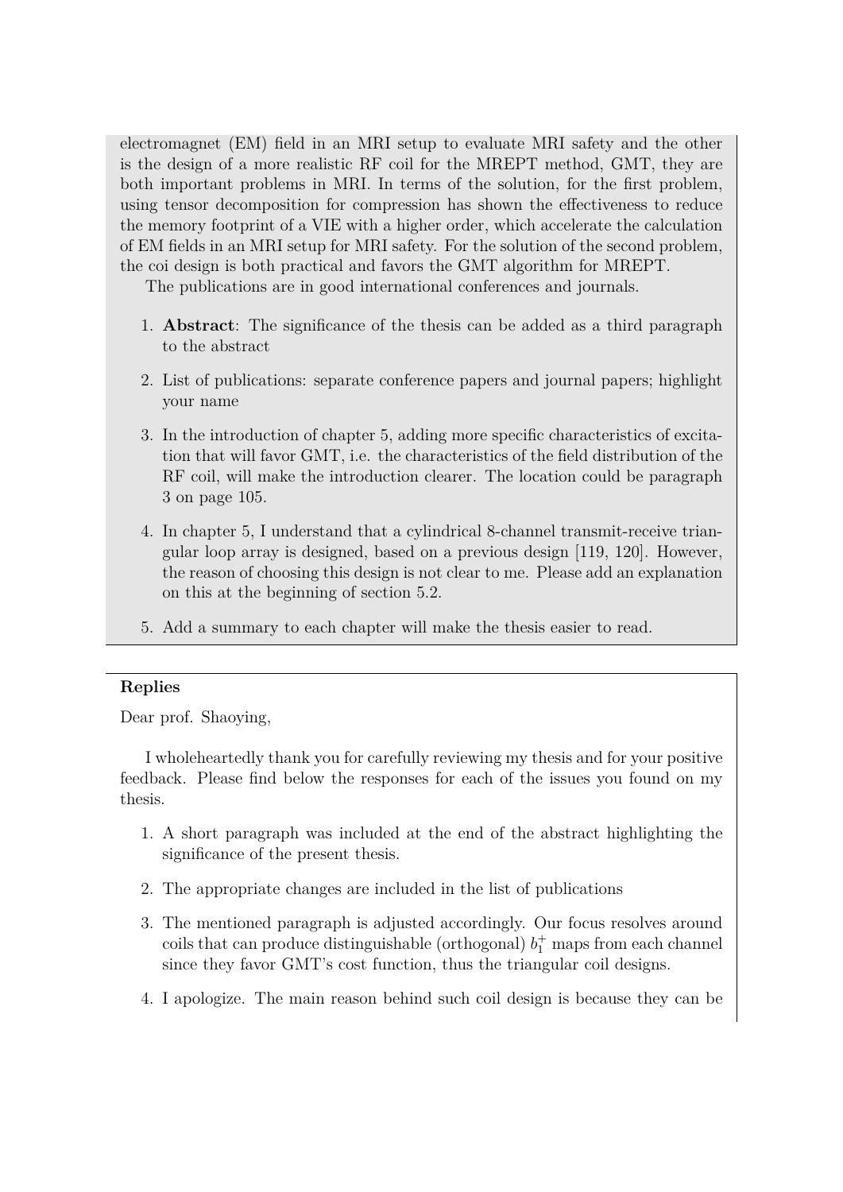electromagnet (EM) field in an MRI setup to evaluate MRI safety and the other is the design of a more realistic RF coil for the MREPT method, GMT, they are both important problems in MRI. In terms of the solution, for the first problem, using tensor decomposition for compression has shown the effectiveness to reduce the memory footprint of a VIE with a higher order, which accelerate the calculation of EM fields in an MRI setup for MRI safety. For the solution of the second problem, the coi design is both practical and favors the GMT algorithm for MREPT.

The publications are in good international conferences and journals.

1. **Abstract**: The significance of the thesis can be added as a third paragraph to the abstract
2. List of publications: separate conference papers and journal papers; highlight your name
3. In the introduction of chapter 5, adding more specific characteristics of excitation that will favor GMT, i.e. the characteristics of the field distribution of the RF coil, will make the introduction clearer. The location could be paragraph 3 on page 105.
4. In chapter 5, I understand that a cylindrical 8-channel transmit-receive triangular loop array is designed, based on a previous design [119, 120]. However, the reason of choosing this design is not clear to me. Please add an explanation on this at the beginning of section 5.2.
5. Add a summary to each chapter will make the thesis easier to read.

**Replies**

Dear prof. Shaoying,

I wholeheartedly thank you for carefully reviewing my thesis and for your positive feedback. Please find below the responses for each of the issues you found on my thesis.

1. A short paragraph was included at the end of the abstract highlighting the significance of the present thesis.
2. The appropriate changes are included in the list of publications
3. The mentioned paragraph is adjusted accordingly. Our focus resolves around coils that can produce distinguishable (orthogonal) $b_1^+$ maps from each channel since they favor GMT's cost function, thus the triangular coil designs.
4. I apologize. The main reason behind such coil design is because they can be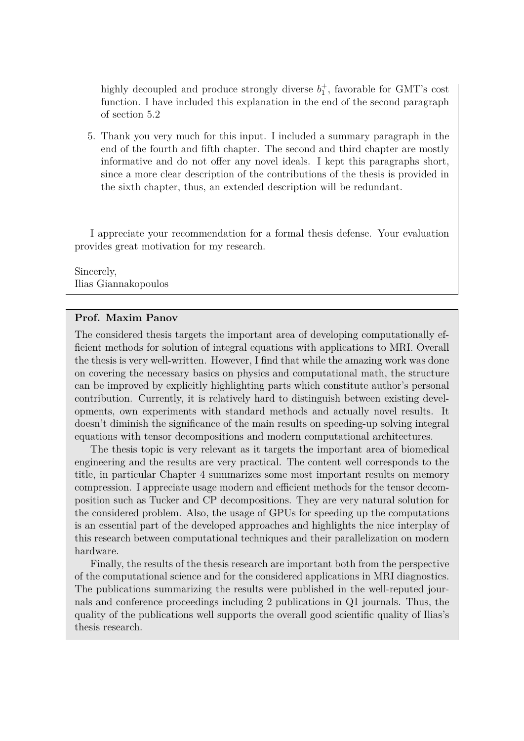highly decoupled and produce strongly diverse $b_1^+$, favorable for GMT's cost function. I have included this explanation in the end of the second paragraph of section 5.2

5. Thank you very much for this input. I included a summary paragraph in the end of the fourth and fifth chapter. The second and third chapter are mostly informative and do not offer any novel ideals. I kept this paragraphs short, since a more clear description of the contributions of the thesis is provided in the sixth chapter, thus, an extended description will be redundant.

I appreciate your recommendation for a formal thesis defense. Your evaluation provides great motivation for my research.

Sincerely,
Ilias Giannakopoulos

**Prof. Maxim Panov**

The considered thesis targets the important area of developing computationally efficient methods for solution of integral equations with applications to MRI. Overall the thesis is very well-written. However, I find that while the amazing work was done on covering the necessary basics on physics and computational math, the structure can be improved by explicitly highlighting parts which constitute author's personal contribution. Currently, it is relatively hard to distinguish between existing developments, own experiments with standard methods and actually novel results. It doesn't diminish the significance of the main results on speeding-up solving integral equations with tensor decompositions and modern computational architectures.

The thesis topic is very relevant as it targets the important area of biomedical engineering and the results are very practical. The content well corresponds to the title, in particular Chapter 4 summarizes some most important results on memory compression. I appreciate usage modern and efficient methods for the tensor decomposition such as Tucker and CP decompositions. They are very natural solution for the considered problem. Also, the usage of GPUs for speeding up the computations is an essential part of the developed approaches and highlights the nice interplay of this research between computational techniques and their parallelization on modern hardware.

Finally, the results of the thesis research are important both from the perspective of the computational science and for the considered applications in MRI diagnostics. The publications summarizing the results were published in the well-reputed journals and conference proceedings including 2 publications in Q1 journals. Thus, the quality of the publications well supports the overall good scientific quality of Ilias's thesis research.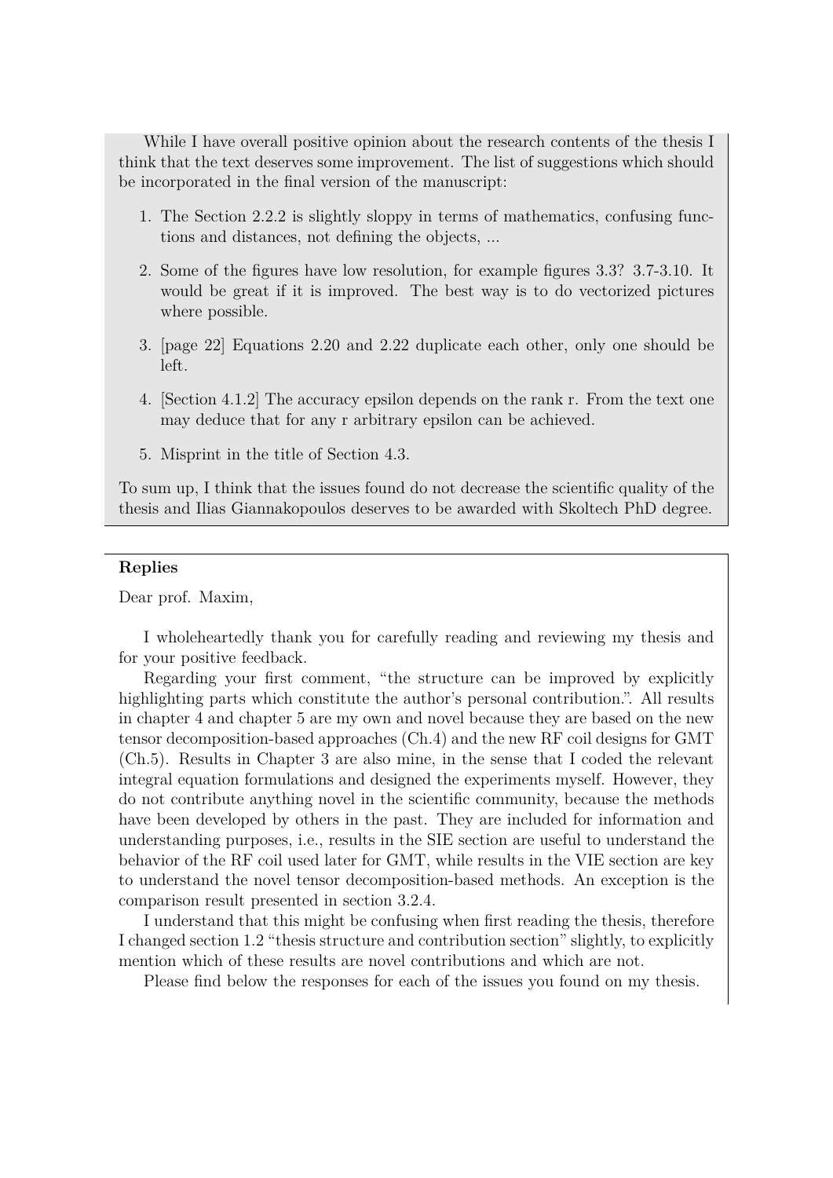While I have overall positive opinion about the research contents of the thesis I think that the text deserves some improvement. The list of suggestions which should be incorporated in the final version of the manuscript:

1. The Section 2.2.2 is slightly sloppy in terms of mathematics, confusing functions and distances, not defining the objects, ...
2. Some of the figures have low resolution, for example figures 3.3? 3.7-3.10. It would be great if it is improved. The best way is to do vectorized pictures where possible.
3. [page 22] Equations 2.20 and 2.22 duplicate each other, only one should be left.
4. [Section 4.1.2] The accuracy epsilon depends on the rank r. From the text one may deduce that for any r arbitrary epsilon can be achieved.
5. Misprint in the title of Section 4.3.

To sum up, I think that the issues found do not decrease the scientific quality of the thesis and Ilias Giannakopoulos deserves to be awarded with Skoltech PhD degree.

**Replies**

Dear prof. Maxim,

I wholeheartedly thank you for carefully reading and reviewing my thesis and for your positive feedback.

Regarding your first comment, "the structure can be improved by explicitly highlighting parts which constitute the author's personal contribution.". All results in chapter 4 and chapter 5 are my own and novel because they are based on the new tensor decomposition-based approaches (Ch.4) and the new RF coil designs for GMT (Ch.5). Results in Chapter 3 are also mine, in the sense that I coded the relevant integral equation formulations and designed the experiments myself. However, they do not contribute anything novel in the scientific community, because the methods have been developed by others in the past. They are included for information and understanding purposes, i.e., results in the SIE section are useful to understand the behavior of the RF coil used later for GMT, while results in the VIE section are key to understand the novel tensor decomposition-based methods. An exception is the comparison result presented in section 3.2.4.

I understand that this might be confusing when first reading the thesis, therefore I changed section 1.2 "thesis structure and contribution section" slightly, to explicitly mention which of these results are novel contributions and which are not.

Please find below the responses for each of the issues you found on my thesis.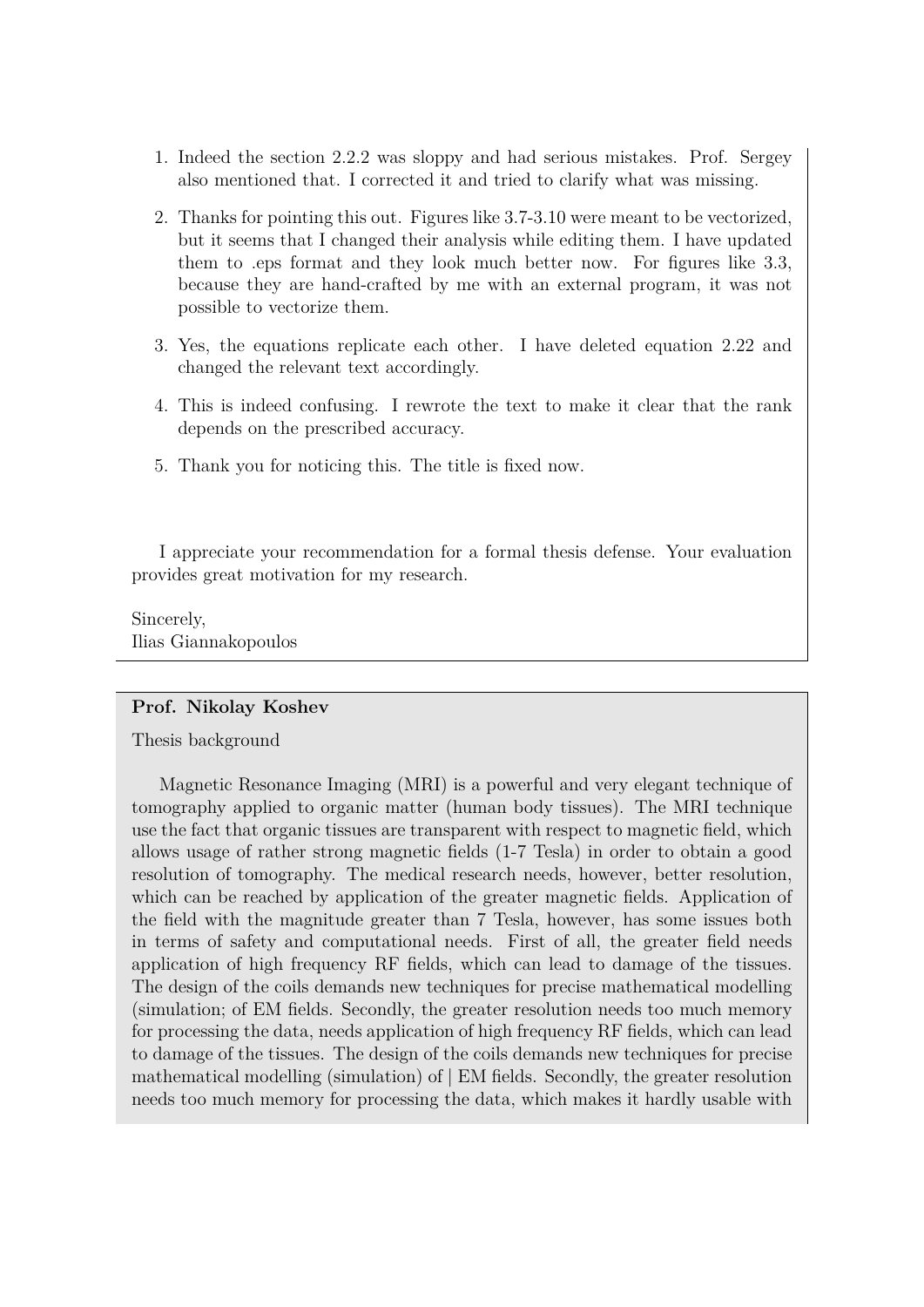1. Indeed the section 2.2.2 was sloppy and had serious mistakes. Prof. Sergey also mentioned that. I corrected it and tried to clarify what was missing.

2. Thanks for pointing this out. Figures like 3.7-3.10 were meant to be vectorized, but it seems that I changed their analysis while editing them. I have updated them to .eps format and they look much better now. For figures like 3.3, because they are hand-crafted by me with an external program, it was not possible to vectorize them.

3. Yes, the equations replicate each other. I have deleted equation 2.22 and changed the relevant text accordingly.

4. This is indeed confusing. I rewrote the text to make it clear that the rank depends on the prescribed accuracy.

5. Thank you for noticing this. The title is fixed now.

I appreciate your recommendation for a formal thesis defense. Your evaluation provides great motivation for my research.

Sincerely,
Ilias Giannakopoulos

---

**Prof. Nikolay Koshev**

Thesis background

Magnetic Resonance Imaging (MRI) is a powerful and very elegant technique of tomography applied to organic matter (human body tissues). The MRI technique use the fact that organic tissues are transparent with respect to magnetic field, which allows usage of rather strong magnetic fields (1-7 Tesla) in order to obtain a good resolution of tomography. The medical research needs, however, better resolution, which can be reached by application of the greater magnetic fields. Application of the field with the magnitude greater than 7 Tesla, however, has some issues both in terms of safety and computational needs. First of all, the greater field needs application of high frequency RF fields, which can lead to damage of the tissues. The design of the coils demands new techniques for precise mathematical modelling (simulation; of EM fields. Secondly, the greater resolution needs too much memory for processing the data, needs application of high frequency RF fields, which can lead to damage of the tissues. The design of the coils demands new techniques for precise mathematical modelling (simulation) of | EM fields. Secondly, the greater resolution needs too much memory for processing the data, which makes it hardly usable with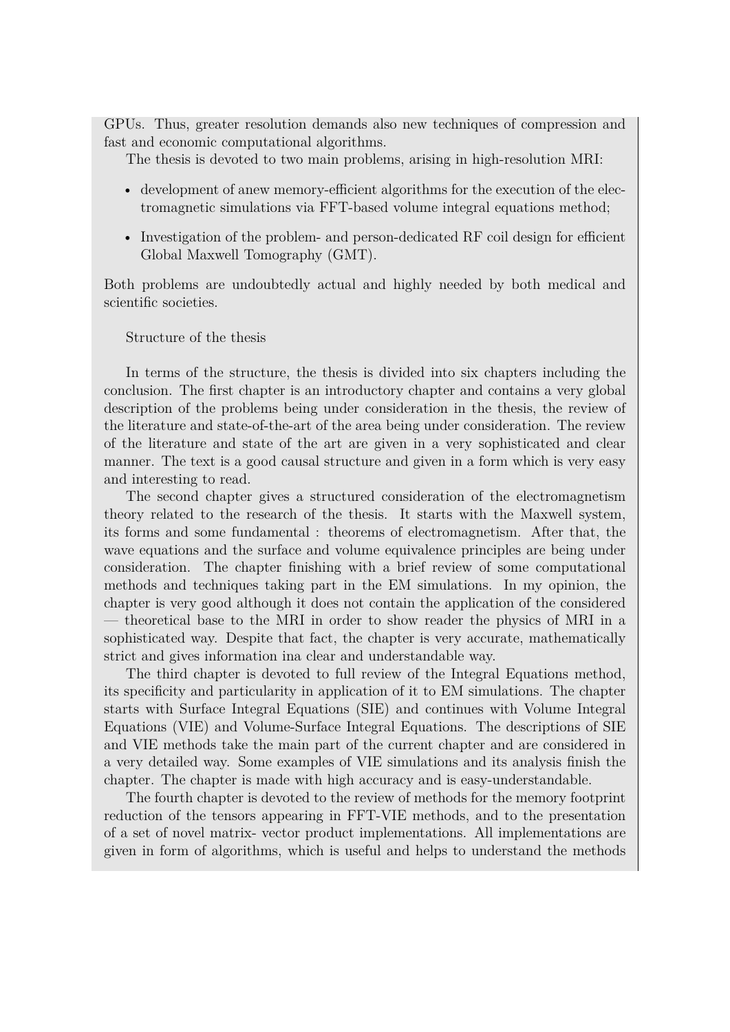GPUs. Thus, greater resolution demands also new techniques of compression and fast and economic computational algorithms.

The thesis is devoted to two main problems, arising in high-resolution MRI:

- development of anew memory-efficient algorithms for the execution of the electromagnetic simulations via FFT-based volume integral equations method;
- Investigation of the problem- and person-dedicated RF coil design for efficient Global Maxwell Tomography (GMT).

Both problems are undoubtedly actual and highly needed by both medical and scientific societies.

Structure of the thesis

In terms of the structure, the thesis is divided into six chapters including the conclusion. The first chapter is an introductory chapter and contains a very global description of the problems being under consideration in the thesis, the review of the literature and state-of-the-art of the area being under consideration. The review of the literature and state of the art are given in a very sophisticated and clear manner. The text is a good causal structure and given in a form which is very easy and interesting to read.

The second chapter gives a structured consideration of the electromagnetism theory related to the research of the thesis. It starts with the Maxwell system, its forms and some fundamental : theorems of electromagnetism. After that, the wave equations and the surface and volume equivalence principles are being under consideration. The chapter finishing with a brief review of some computational methods and techniques taking part in the EM simulations. In my opinion, the chapter is very good although it does not contain the application of the considered — theoretical base to the MRI in order to show reader the physics of MRI in a sophisticated way. Despite that fact, the chapter is very accurate, mathematically strict and gives information ina clear and understandable way.

The third chapter is devoted to full review of the Integral Equations method, its specificity and particularity in application of it to EM simulations. The chapter starts with Surface Integral Equations (SIE) and continues with Volume Integral Equations (VIE) and Volume-Surface Integral Equations. The descriptions of SIE and VIE methods take the main part of the current chapter and are considered in a very detailed way. Some examples of VIE simulations and its analysis finish the chapter. The chapter is made with high accuracy and is easy-understandable.

The fourth chapter is devoted to the review of methods for the memory footprint reduction of the tensors appearing in FFT-VIE methods, and to the presentation of a set of novel matrix- vector product implementations. All implementations are given in form of algorithms, which is useful and helps to understand the methods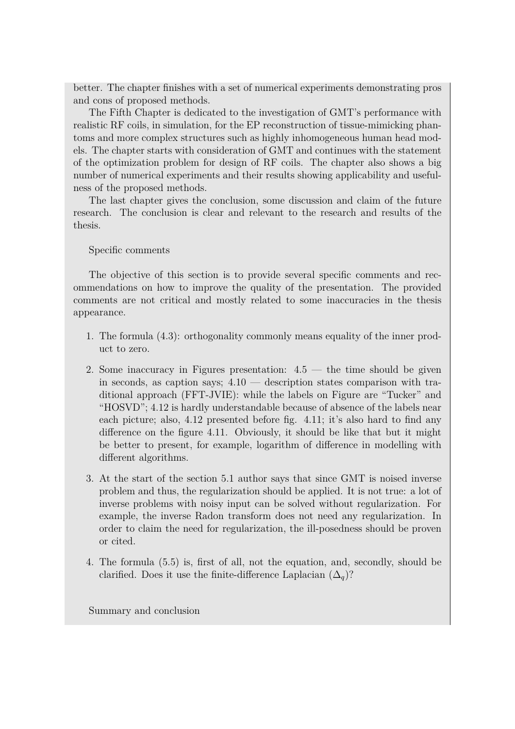better. The chapter finishes with a set of numerical experiments demonstrating pros and cons of proposed methods.

The Fifth Chapter is dedicated to the investigation of GMT's performance with realistic RF coils, in simulation, for the EP reconstruction of tissue-mimicking phantoms and more complex structures such as highly inhomogeneous human head models. The chapter starts with consideration of GMT and continues with the statement of the optimization problem for design of RF coils. The chapter also shows a big number of numerical experiments and their results showing applicability and usefulness of the proposed methods.

The last chapter gives the conclusion, some discussion and claim of the future research. The conclusion is clear and relevant to the research and results of the thesis.

Specific comments

The objective of this section is to provide several specific comments and recommendations on how to improve the quality of the presentation. The provided comments are not critical and mostly related to some inaccuracies in the thesis appearance.

1. The formula (4.3): orthogonality commonly means equality of the inner product to zero.
2. Some inaccuracy in Figures presentation: 4.5 — the time should be given in seconds, as caption says; 4.10 — description states comparison with traditional approach (FFT-JVIE): while the labels on Figure are "Tucker" and "HOSVD"; 4.12 is hardly understandable because of absence of the labels near each picture; also, 4.12 presented before fig. 4.11; it's also hard to find any difference on the figure 4.11. Obviously, it should be like that but it might be better to present, for example, logarithm of difference in modelling with different algorithms.
3. At the start of the section 5.1 author says that since GMT is noised inverse problem and thus, the regularization should be applied. It is not true: a lot of inverse problems with noisy input can be solved without regularization. For example, the inverse Radon transform does not need any regularization. In order to claim the need for regularization, the ill-posedness should be proven or cited.
4. The formula (5.5) is, first of all, not the equation, and, secondly, should be clarified. Does it use the finite-difference Laplacian ($\Delta_q$)?

Summary and conclusion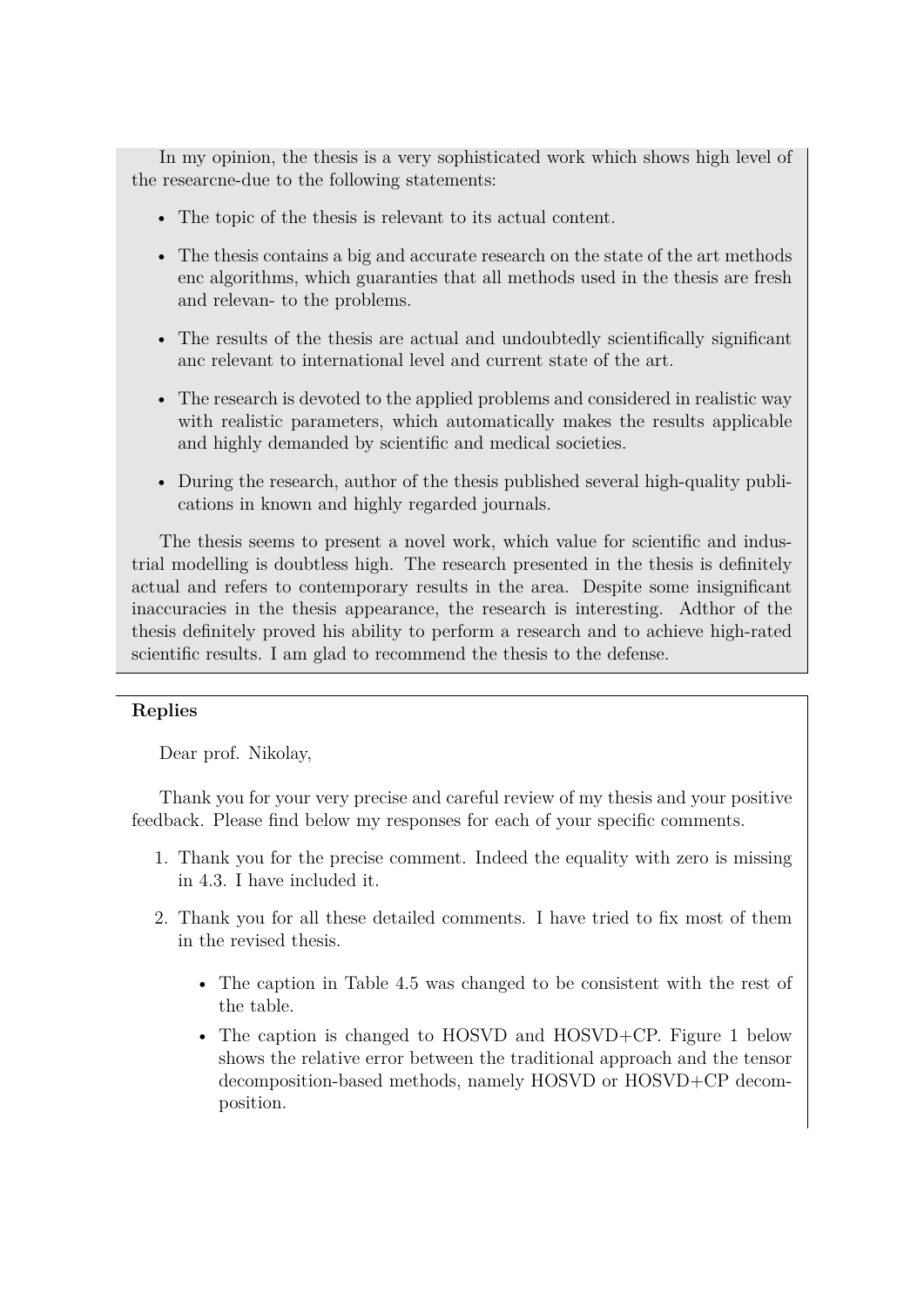In my opinion, the thesis is a very sophisticated work which shows high level of the researcne-due to the following statements:

- The topic of the thesis is relevant to its actual content.
- The thesis contains a big and accurate research on the state of the art methods enc algorithms, which guaranties that all methods used in the thesis are fresh and relevan- to the problems.
- The results of the thesis are actual and undoubtedly scientifically significant anc relevant to international level and current state of the art.
- The research is devoted to the applied problems and considered in realistic way with realistic parameters, which automatically makes the results applicable and highly demanded by scientific and medical societies.
- During the research, author of the thesis published several high-quality publications in known and highly regarded journals.

The thesis seems to present a novel work, which value for scientific and industrial modelling is doubtless high. The research presented in the thesis is definitely actual and refers to contemporary results in the area. Despite some insignificant inaccuracies in the thesis appearance, the research is interesting. Adthor of the thesis definitely proved his ability to perform a research and to achieve high-rated scientific results. I am glad to recommend the thesis to the defense.

**Replies**

Dear prof. Nikolay,

Thank you for your very precise and careful review of my thesis and your positive feedback. Please find below my responses for each of your specific comments.

1. Thank you for the precise comment. Indeed the equality with zero is missing in 4.3. I have included it.
2. Thank you for all these detailed comments. I have tried to fix most of them in the revised thesis.
   - The caption in Table 4.5 was changed to be consistent with the rest of the table.
   - The caption is changed to HOSVD and HOSVD+CP. Figure 1 below shows the relative error between the traditional approach and the tensor decomposition-based methods, namely HOSVD or HOSVD+CP decomposition.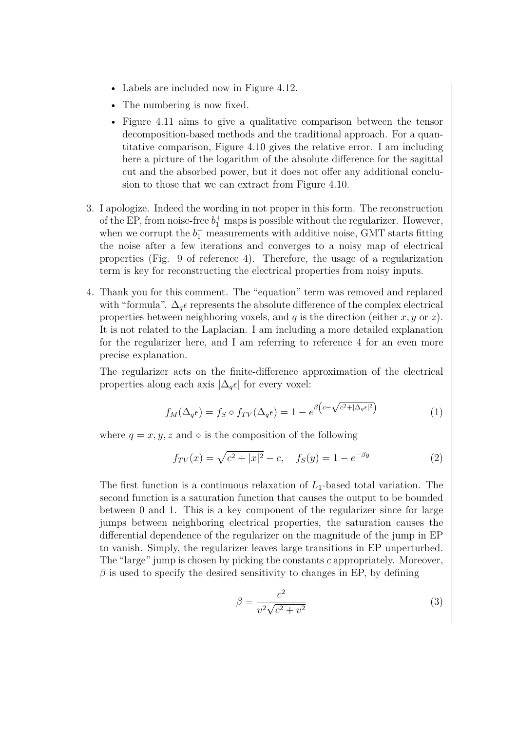- Labels are included now in Figure 4.12.
- The numbering is now fixed.
- Figure 4.11 aims to give a qualitative comparison between the tensor decomposition-based methods and the traditional approach. For a quantitative comparison, Figure 4.10 gives the relative error. I am including here a picture of the logarithm of the absolute difference for the sagittal cut and the absorbed power, but it does not offer any additional conclusion to those that we can extract from Figure 4.10.

3. I apologize. Indeed the wording in not proper in this form. The reconstruction of the EP, from noise-free $b_1^+$ maps is possible without the regularizer. However, when we corrupt the $b_1^+$ measurements with additive noise, GMT starts fitting the noise after a few iterations and converges to a noisy map of electrical properties (Fig. 9 of reference 4). Therefore, the usage of a regularization term is key for reconstructing the electrical properties from noisy inputs.

4. Thank you for this comment. The "equation" term was removed and replaced with "formula". $\Delta_q \epsilon$ represents the absolute difference of the complex electrical properties between neighboring voxels, and $q$ is the direction (either $x, y$ or $z$). It is not related to the Laplacian. I am including a more detailed explanation for the regularizer here, and I am referring to reference 4 for an even more precise explanation.

   The regularizer acts on the finite-difference approximation of the electrical properties along each axis $|\Delta_q \epsilon|$ for every voxel:

   $$f_M(\Delta_q \epsilon) = f_S \circ f_{TV}(\Delta_q \epsilon) = 1 - e^{\beta\left(c - \sqrt{c^2 + |\Delta_q \epsilon|^2}\right)} \tag{1}$$

   where $q = x, y, z$ and $\circ$ is the composition of the following

   $$f_{TV}(x) = \sqrt{c^2 + |x|^2} - c, \quad f_S(y) = 1 - e^{-\beta y} \tag{2}$$

   The first function is a continuous relaxation of $L_1$-based total variation. The second function is a saturation function that causes the output to be bounded between 0 and 1. This is a key component of the regularizer since for large jumps between neighboring electrical properties, the saturation causes the differential dependence of the regularizer on the magnitude of the jump in EP to vanish. Simply, the regularizer leaves large transitions in EP unperturbed. The "large" jump is chosen by picking the constants $c$ appropriately. Moreover, $\beta$ is used to specify the desired sensitivity to changes in EP, by defining

   $$\beta = \frac{c^2}{v^2\sqrt{c^2 + v^2}} \tag{3}$$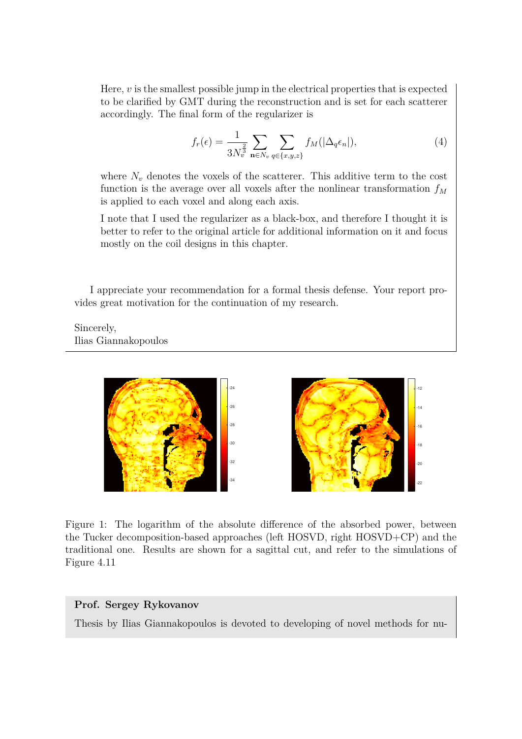Here, $v$ is the smallest possible jump in the electrical properties that is expected to be clarified by GMT during the reconstruction and is set for each scatterer accordingly. The final form of the regularizer is

$$f_r(\epsilon) = \frac{1}{3N_v^{\frac{2}{3}}} \sum_{\mathbf{n} \in N_v} \sum_{q \in \{x,y,z\}} f_M(|\Delta_q \epsilon_n|), \tag{4}$$

where $N_v$ denotes the voxels of the scatterer. This additive term to the cost function is the average over all voxels after the nonlinear transformation $f_M$ is applied to each voxel and along each axis.

I note that I used the regularizer as a black-box, and therefore I thought it is better to refer to the original article for additional information on it and focus mostly on the coil designs in this chapter.

I appreciate your recommendation for a formal thesis defense. Your report provides great motivation for the continuation of my research.

Sincerely,
Ilias Giannakopoulos

Figure 1: The logarithm of the absolute difference of the absorbed power, between the Tucker decomposition-based approaches (left HOSVD, right HOSVD+CP) and the traditional one. Results are shown for a sagittal cut, and refer to the simulations of Figure 4.11

**Prof. Sergey Rykovanov**

Thesis by Ilias Giannakopoulos is devoted to developing of novel methods for nu-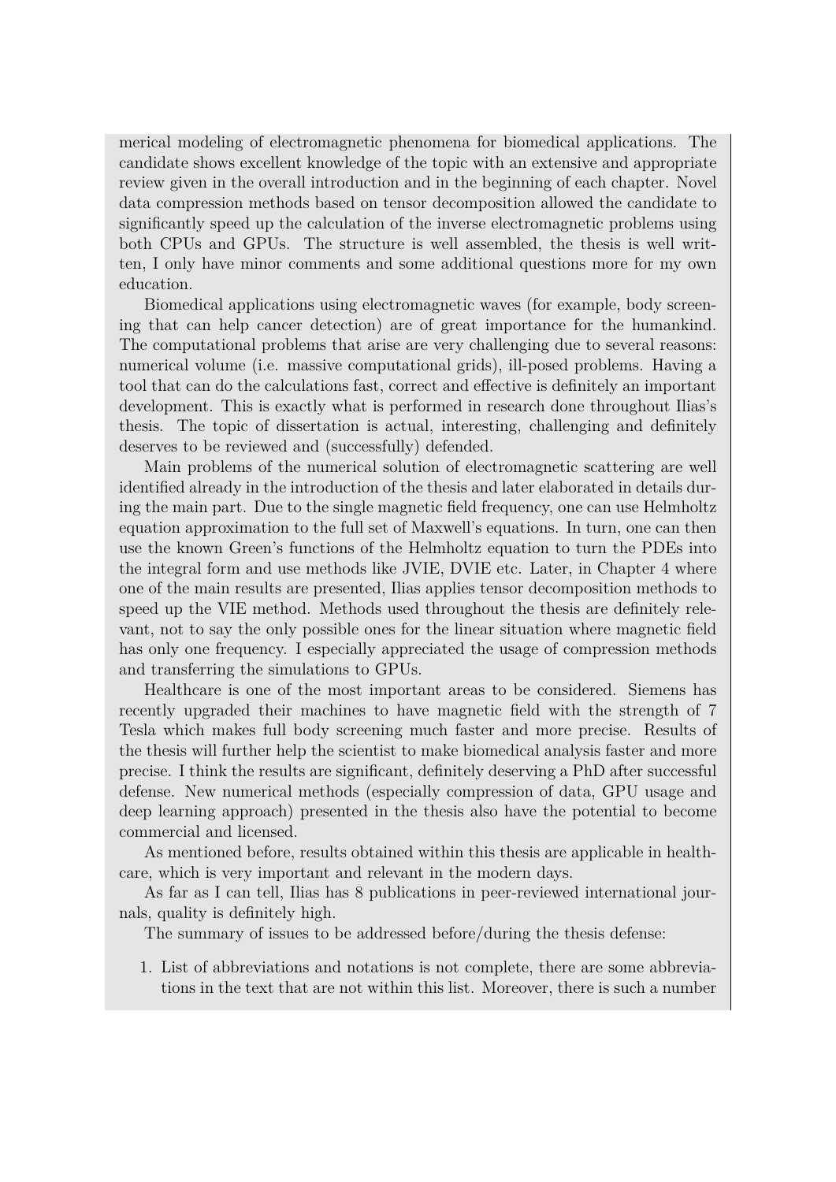merical modeling of electromagnetic phenomena for biomedical applications. The candidate shows excellent knowledge of the topic with an extensive and appropriate review given in the overall introduction and in the beginning of each chapter. Novel data compression methods based on tensor decomposition allowed the candidate to significantly speed up the calculation of the inverse electromagnetic problems using both CPUs and GPUs. The structure is well assembled, the thesis is well written, I only have minor comments and some additional questions more for my own education.

Biomedical applications using electromagnetic waves (for example, body screening that can help cancer detection) are of great importance for the humankind. The computational problems that arise are very challenging due to several reasons: numerical volume (i.e. massive computational grids), ill-posed problems. Having a tool that can do the calculations fast, correct and effective is definitely an important development. This is exactly what is performed in research done throughout Ilias's thesis. The topic of dissertation is actual, interesting, challenging and definitely deserves to be reviewed and (successfully) defended.

Main problems of the numerical solution of electromagnetic scattering are well identified already in the introduction of the thesis and later elaborated in details during the main part. Due to the single magnetic field frequency, one can use Helmholtz equation approximation to the full set of Maxwell's equations. In turn, one can then use the known Green's functions of the Helmholtz equation to turn the PDEs into the integral form and use methods like JVIE, DVIE etc. Later, in Chapter 4 where one of the main results are presented, Ilias applies tensor decomposition methods to speed up the VIE method. Methods used throughout the thesis are definitely relevant, not to say the only possible ones for the linear situation where magnetic field has only one frequency. I especially appreciated the usage of compression methods and transferring the simulations to GPUs.

Healthcare is one of the most important areas to be considered. Siemens has recently upgraded their machines to have magnetic field with the strength of 7 Tesla which makes full body screening much faster and more precise. Results of the thesis will further help the scientist to make biomedical analysis faster and more precise. I think the results are significant, definitely deserving a PhD after successful defense. New numerical methods (especially compression of data, GPU usage and deep learning approach) presented in the thesis also have the potential to become commercial and licensed.

As mentioned before, results obtained within this thesis are applicable in healthcare, which is very important and relevant in the modern days.

As far as I can tell, Ilias has 8 publications in peer-reviewed international journals, quality is definitely high.

The summary of issues to be addressed before/during the thesis defense:

1. List of abbreviations and notations is not complete, there are some abbreviations in the text that are not within this list. Moreover, there is such a number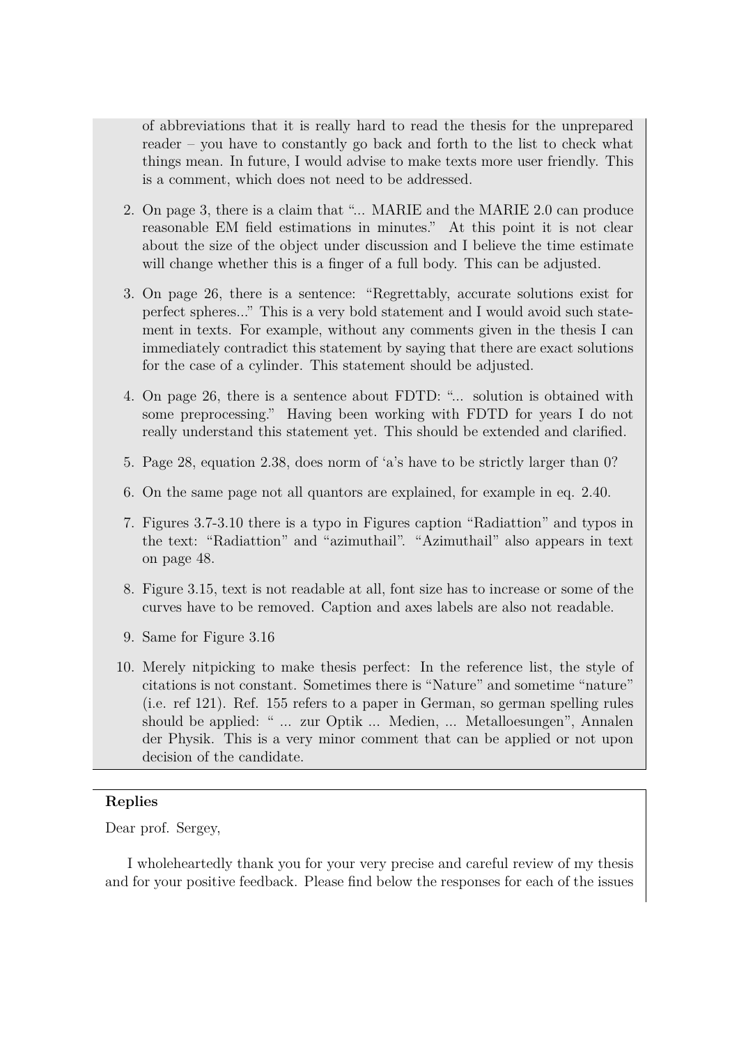of abbreviations that it is really hard to read the thesis for the unprepared reader – you have to constantly go back and forth to the list to check what things mean. In future, I would advise to make texts more user friendly. This is a comment, which does not need to be addressed.

2. On page 3, there is a claim that "... MARIE and the MARIE 2.0 can produce reasonable EM field estimations in minutes." At this point it is not clear about the size of the object under discussion and I believe the time estimate will change whether this is a finger of a full body. This can be adjusted.

3. On page 26, there is a sentence: "Regrettably, accurate solutions exist for perfect spheres..." This is a very bold statement and I would avoid such statement in texts. For example, without any comments given in the thesis I can immediately contradict this statement by saying that there are exact solutions for the case of a cylinder. This statement should be adjusted.

4. On page 26, there is a sentence about FDTD: "... solution is obtained with some preprocessing." Having been working with FDTD for years I do not really understand this statement yet. This should be extended and clarified.

5. Page 28, equation 2.38, does norm of 'a's have to be strictly larger than 0?

6. On the same page not all quantors are explained, for example in eq. 2.40.

7. Figures 3.7-3.10 there is a typo in Figures caption "Radiattion" and typos in the text: "Radiattion" and "azimuthail". "Azimuthail" also appears in text on page 48.

8. Figure 3.15, text is not readable at all, font size has to increase or some of the curves have to be removed. Caption and axes labels are also not readable.

9. Same for Figure 3.16

10. Merely nitpicking to make thesis perfect: In the reference list, the style of citations is not constant. Sometimes there is "Nature" and sometime "nature" (i.e. ref 121). Ref. 155 refers to a paper in German, so german spelling rules should be applied: " ... zur Optik ... Medien, ... Metalloesungen", Annalen der Physik. This is a very minor comment that can be applied or not upon decision of the candidate.

**Replies**

Dear prof. Sergey,

I wholeheartedly thank you for your very precise and careful review of my thesis and for your positive feedback. Please find below the responses for each of the issues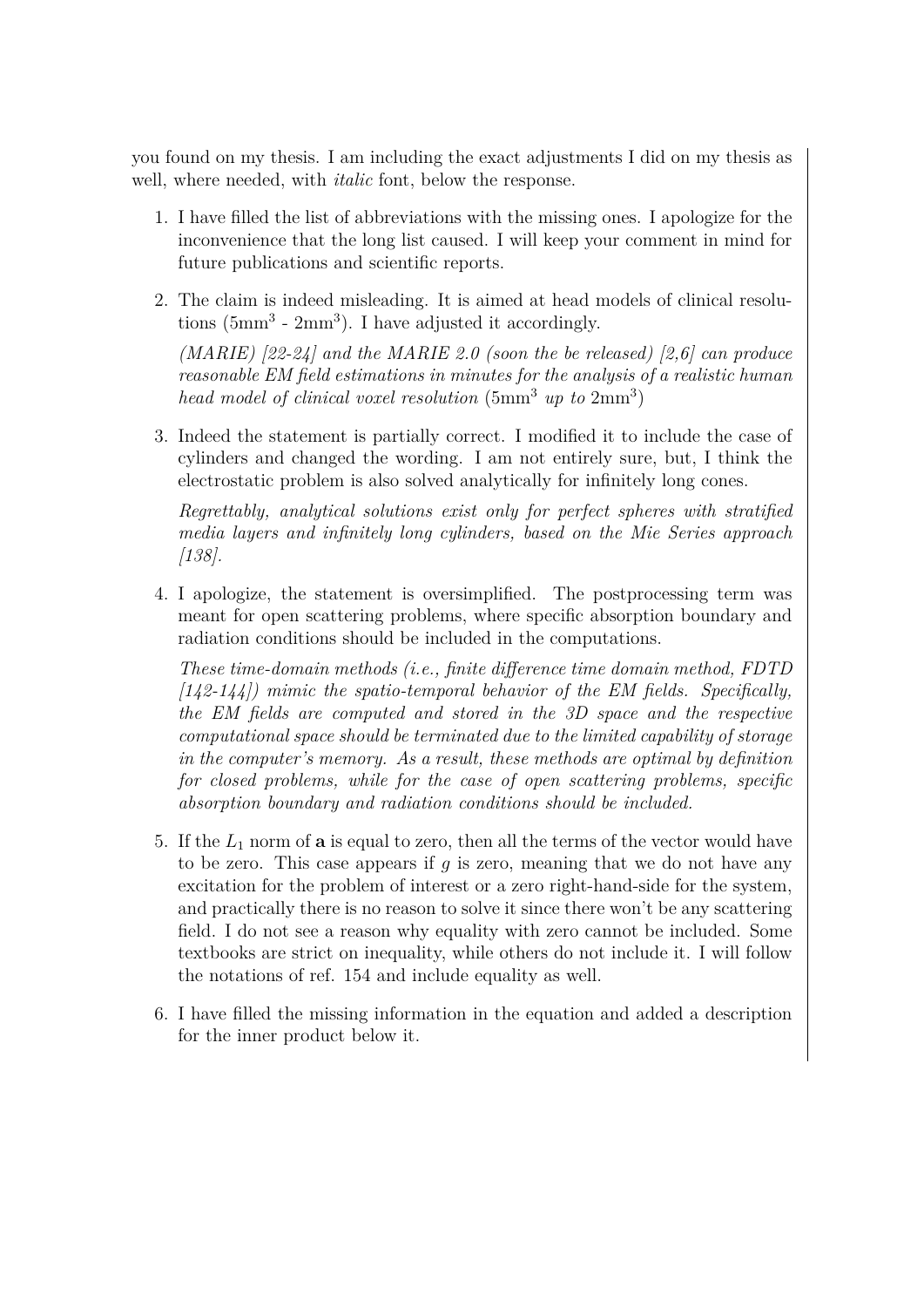you found on my thesis. I am including the exact adjustments I did on my thesis as well, where needed, with *italic* font, below the response.

1. I have filled the list of abbreviations with the missing ones. I apologize for the inconvenience that the long list caused. I will keep your comment in mind for future publications and scientific reports.

2. The claim is indeed misleading. It is aimed at head models of clinical resolutions ($5\text{mm}^3$ - $2\text{mm}^3$). I have adjusted it accordingly.

   *(MARIE) [22-24] and the MARIE 2.0 (soon the be released) [2,6] can produce reasonable EM field estimations in minutes for the analysis of a realistic human head model of clinical voxel resolution* ($5\text{mm}^3$ *up to* $2\text{mm}^3$)

3. Indeed the statement is partially correct. I modified it to include the case of cylinders and changed the wording. I am not entirely sure, but, I think the electrostatic problem is also solved analytically for infinitely long cones.

   *Regrettably, analytical solutions exist only for perfect spheres with stratified media layers and infinitely long cylinders, based on the Mie Series approach [138].*

4. I apologize, the statement is oversimplified. The postprocessing term was meant for open scattering problems, where specific absorption boundary and radiation conditions should be included in the computations.

   *These time-domain methods (i.e., finite difference time domain method, FDTD [142-144]) mimic the spatio-temporal behavior of the EM fields. Specifically, the EM fields are computed and stored in the 3D space and the respective computational space should be terminated due to the limited capability of storage in the computer's memory. As a result, these methods are optimal by definition for closed problems, while for the case of open scattering problems, specific absorption boundary and radiation conditions should be included.*

5. If the $L_1$ norm of $\mathbf{a}$ is equal to zero, then all the terms of the vector would have to be zero. This case appears if $g$ is zero, meaning that we do not have any excitation for the problem of interest or a zero right-hand-side for the system, and practically there is no reason to solve it since there won't be any scattering field. I do not see a reason why equality with zero cannot be included. Some textbooks are strict on inequality, while others do not include it. I will follow the notations of ref. 154 and include equality as well.

6. I have filled the missing information in the equation and added a description for the inner product below it.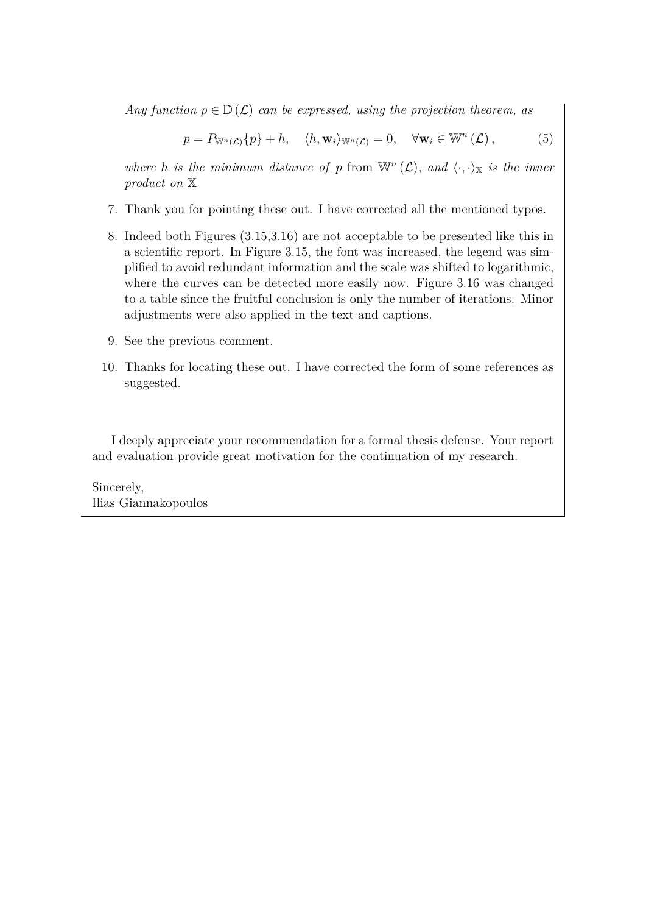*Any function $p \in \mathbb{D}(\mathcal{L})$ can be expressed, using the projection theorem, as*

$$p = P_{\mathbb{W}^n(\mathcal{L})}\{p\} + h, \quad \langle h, \mathbf{w}_i \rangle_{\mathbb{W}^n(\mathcal{L})} = 0, \quad \forall \mathbf{w}_i \in \mathbb{W}^n(\mathcal{L}), \tag{5}$$

*where $h$ is the minimum distance of $p$* from $\mathbb{W}^n(\mathcal{L})$, *and $\langle \cdot, \cdot \rangle_{\mathbb{X}}$ is the inner product on $\mathbb{X}$*

7. Thank you for pointing these out. I have corrected all the mentioned typos.
8. Indeed both Figures (3.15,3.16) are not acceptable to be presented like this in a scientific report. In Figure 3.15, the font was increased, the legend was simplified to avoid redundant information and the scale was shifted to logarithmic, where the curves can be detected more easily now. Figure 3.16 was changed to a table since the fruitful conclusion is only the number of iterations. Minor adjustments were also applied in the text and captions.
9. See the previous comment.
10. Thanks for locating these out. I have corrected the form of some references as suggested.

I deeply appreciate your recommendation for a formal thesis defense. Your report and evaluation provide great motivation for the continuation of my research.

Sincerely,
Ilias Giannakopoulos